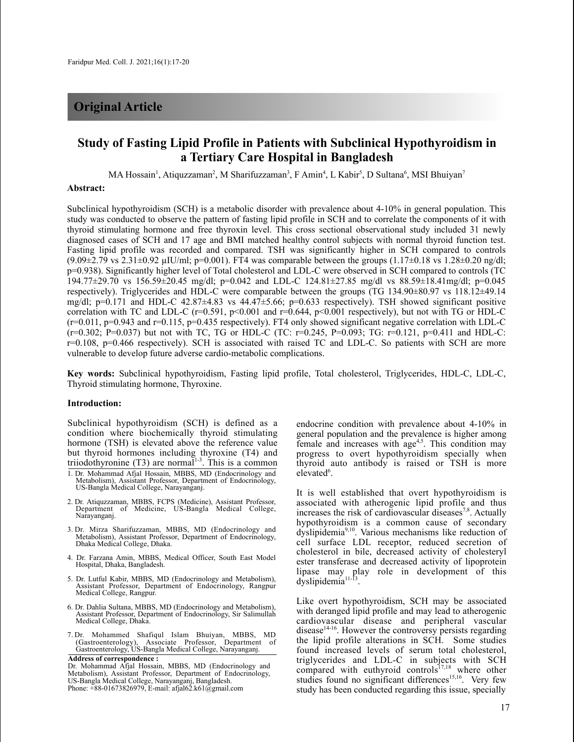## Original Article

# Study of Fasting Lipid Profile in Patients with Subclinical Hypothyroidism in a Tertiary Care Hospital in Bangladesh

MA Hossain[1], Atiquzzaman[2], M Sharifuzzaman[3], F Amin[4], L Kabir[5], D Sultana[6], MSI Bhuiyan[7]

**Abstract:**

Subclinical hypothyroidism (SCH) is a metabolic disorder with prevalence about 4-10% in general population. This study was conducted to observe the pattern of fasting lipid profile in SCH and to correlate the components of it with thyroid stimulating hormone and free thyroxin level. This cross sectional observational study included 31 newly diagnosed cases of SCH and 17 age and BMI matched healthy control subjects with normal thyroid function test. Fasting lipid profile was recorded and compared. TSH was significantly higher in SCH compared to controls (9.09±2.79 vs 2.31±0.92 μIU/ml; p=0.001). FT4 was comparable between the groups (1.17±0.18 vs 1.28±0.20 ng/dl; p=0.938). Significantly higher level of Total cholesterol and LDL-C were observed in SCH compared to controls (TC 194.77±29.70 vs 156.59±20.45 mg/dl; p=0.042 and LDL-C 124.81±27.85 mg/dl vs 88.59±18.41mg/dl; p=0.045 respectively). Triglycerides and HDL-C were comparable between the groups (TG 134.90±80.97 vs 118.12±49.14 mg/dl; p=0.171 and HDL-C 42.87±4.83 vs 44.47±5.66; p=0.633 respectively). TSH showed significant positive correlation with TC and LDL-C (r=0.591, p<0.001 and r=0.644, p<0.001 respectively), but not with TG or HDL-C (r=0.011, p=0.943 and r=0.115, p=0.435 respectively). FT4 only showed significant negative correlation with LDL-C (r=0.302; P=0.037) but not with TC, TG or HDL-C (TC: r=0.245, P=0.093; TG: r=0.121, p=0.411 and HDL-C: r=0.108, p=0.466 respectively). SCH is associated with raised TC and LDL-C. So patients with SCH are more vulnerable to develop future adverse cardio-metabolic complications.

**Key words:** Subclinical hypothyroidism, Fasting lipid profile, Total cholesterol, Triglycerides, HDL-C, LDL-C, Thyroid stimulating hormone, Thyroxine.

**Introduction:**

Subclinical hypothyroidism (SCH) is defined as a condition where biochemically thyroid stimulating hormone (TSH) is elevated above the reference value but thyroid hormones including thyroxine (T4) and triiodothyronine (T3) are normal[1-3]. This is a common endocrine condition with prevalence about 4-10% in general population and the prevalence is higher among female and increases with age[4,5]. This condition may progress to overt hypothyroidism specially when thyroid auto antibody is raised or TSH is more elevated[6].

It is well established that overt hypothyroidism is associated with atherogenic lipid profile and thus increases the risk of cardiovascular diseases[7,8]. Actually hypothyroidism is a common cause of secondary dyslipidemia[9,10]. Various mechanisms like reduction of cell surface LDL receptor, reduced secretion of cholesterol in bile, decreased activity of cholesteryl ester transferase and decreased activity of lipoprotein lipase may play role in development of this dyslipidemia[11-13].

Like overt hypothyroidism, SCH may be associated with deranged lipid profile and may lead to atherogenic cardiovascular disease and peripheral vascular disease[14-16]. However the controversy persists regarding the lipid profile alterations in SCH. Some studies found increased levels of serum total cholesterol, triglycerides and LDL-C in subjects with SCH compared with euthyroid controls[17,18] where other studies found no significant differences[15,16]. Very few study has been conducted regarding this issue, specially

1. Dr. Mohammad Afjal Hossain, MBBS, MD (Endocrinology and Metabolism), Assistant Professor, Department of Endocrinology, US-Bangla Medical College, Narayanganj.
2. Dr. Atiquzzaman, MBBS, FCPS (Medicine), Assistant Professor, Department of Medicine, US-Bangla Medical College, Narayanganj.
3. Dr. Mirza Sharifuzzaman, MBBS, MD (Endocrinology and Metabolism), Assistant Professor, Department of Endocrinology, Dhaka Medical College, Dhaka.
4. Dr. Farzana Amin, MBBS, Medical Officer, South East Model Hospital, Dhaka, Bangladesh.
5. Dr. Lutful Kabir, MBBS, MD (Endocrinology and Metabolism), Assistant Professor, Department of Endocrinology, Rangpur Medical College, Rangpur.
6. Dr. Dahlia Sultana, MBBS, MD (Endocrinology and Metabolism), Assistant Professor, Department of Endocrinology, Sir Salimullah Medical College, Dhaka.
7. Dr. Mohammed Shafiqul Islam Bhuiyan, MBBS, MD (Gastroenterology), Associate Professor, Department of Gastroenterology, US-Bangla Medical College, Narayanganj.

**Address of correspondence :**
Dr. Mohammad Afjal Hossain, MBBS, MD (Endocrinology and Metabolism), Assistant Professor, Department of Endocrinology, US-Bangla Medical College, Narayanganj, Bangladesh.
Phone: +88-01673826979, E-mail: afjal62.k61@gmail.com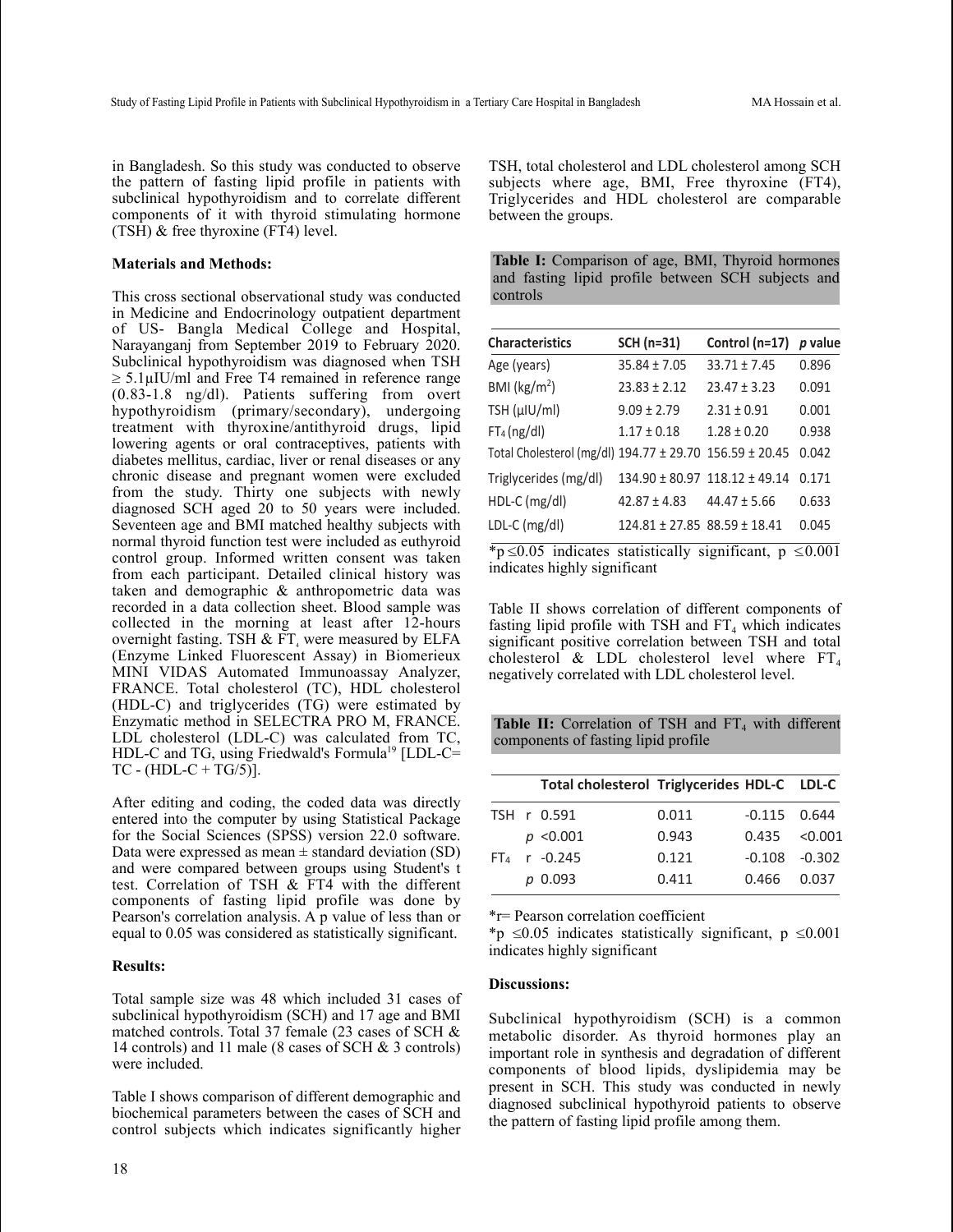in Bangladesh. So this study was conducted to observe the pattern of fasting lipid profile in patients with subclinical hypothyroidism and to correlate different components of it with thyroid stimulating hormone (TSH) & free thyroxine (FT4) level.

**Materials and Methods:**

This cross sectional observational study was conducted in Medicine and Endocrinology outpatient department of US- Bangla Medical College and Hospital, Narayanganj from September 2019 to February 2020. Subclinical hypothyroidism was diagnosed when TSH ≥ 5.1μIU/ml and Free T4 remained in reference range (0.83-1.8 ng/dl). Patients suffering from overt hypothyroidism (primary/secondary), undergoing treatment with thyroxine/antithyroid drugs, lipid lowering agents or oral contraceptives, patients with diabetes mellitus, cardiac, liver or renal diseases or any chronic disease and pregnant women were excluded from the study. Thirty one subjects with newly diagnosed SCH aged 20 to 50 years were included. Seventeen age and BMI matched healthy subjects with normal thyroid function test were included as euthyroid control group. Informed written consent was taken from each participant. Detailed clinical history was taken and demographic & anthropometric data was recorded in a data collection sheet. Blood sample was collected in the morning at least after 12-hours overnight fasting. TSH & $FT_4$ were measured by ELFA (Enzyme Linked Fluorescent Assay) in Biomerieux MINI VIDAS Automated Immunoassay Analyzer, FRANCE. Total cholesterol (TC), HDL cholesterol (HDL-C) and triglycerides (TG) were estimated by Enzymatic method in SELECTRA PRO M, FRANCE. LDL cholesterol (LDL-C) was calculated from TC, HDL-C and TG, using Friedwald's Formula[19] [LDL-C= TC - (HDL-C + TG/5)].

After editing and coding, the coded data was directly entered into the computer by using Statistical Package for the Social Sciences (SPSS) version 22.0 software. Data were expressed as mean ± standard deviation (SD) and were compared between groups using Student's t test. Correlation of TSH & FT4 with the different components of fasting lipid profile was done by Pearson's correlation analysis. A p value of less than or equal to 0.05 was considered as statistically significant.

**Results:**

Total sample size was 48 which included 31 cases of subclinical hypothyroidism (SCH) and 17 age and BMI matched controls. Total 37 female (23 cases of SCH & 14 controls) and 11 male (8 cases of SCH & 3 controls) were included.

Table I shows comparison of different demographic and biochemical parameters between the cases of SCH and control subjects which indicates significantly higher TSH, total cholesterol and LDL cholesterol among SCH subjects where age, BMI, Free thyroxine (FT4), Triglycerides and HDL cholesterol are comparable between the groups.

**Table I:** Comparison of age, BMI, Thyroid hormones and fasting lipid profile between SCH subjects and controls

| Characteristics | SCH (n=31) | Control (n=17) | *p* value |
|---|---|---|---|
| Age (years) | 35.84 ± 7.05 | 33.71 ± 7.45 | 0.896 |
| BMI ($kg/m^2$) | 23.83 ± 2.12 | 23.47 ± 3.23 | 0.091 |
| TSH (μIU/ml) | 9.09 ± 2.79 | 2.31 ± 0.91 | 0.001 |
| $FT_4$ (ng/dl) | 1.17 ± 0.18 | 1.28 ± 0.20 | 0.938 |
| Total Cholesterol (mg/dl) | 194.77 ± 29.70 | 156.59 ± 20.45 | 0.042 |
| Triglycerides (mg/dl) | 134.90 ± 80.97 | 118.12 ± 49.14 | 0.171 |
| HDL-C (mg/dl) | 42.87 ± 4.83 | 44.47 ± 5.66 | 0.633 |
| LDL-C (mg/dl) | 124.81 ± 27.85 | 88.59 ± 18.41 | 0.045 |

*$p \leq 0.05$ indicates statistically significant, $p \leq 0.001$ indicates highly significant

Table II shows correlation of different components of fasting lipid profile with TSH and $FT_4$ which indicates significant positive correlation between TSH and total cholesterol & LDL cholesterol level where $FT_4$ negatively correlated with LDL cholesterol level.

**Table II:** Correlation of TSH and $FT_4$ with different components of fasting lipid profile

| | | Total cholesterol | Triglycerides | HDL-C | LDL-C |
|---|---|---|---|---|---|
| TSH | r | 0.591 | 0.011 | -0.115 | 0.644 |
| | *p* | <0.001 | 0.943 | 0.435 | <0.001 |
| $FT_4$ | r | -0.245 | 0.121 | -0.108 | -0.302 |
| | *p* | 0.093 | 0.411 | 0.466 | 0.037 |

*r= Pearson correlation coefficient

*$p \leq 0.05$ indicates statistically significant, $p \leq 0.001$ indicates highly significant

**Discussions:**

Subclinical hypothyroidism (SCH) is a common metabolic disorder. As thyroid hormones play an important role in synthesis and degradation of different components of blood lipids, dyslipidemia may be present in SCH. This study was conducted in newly diagnosed subclinical hypothyroid patients to observe the pattern of fasting lipid profile among them.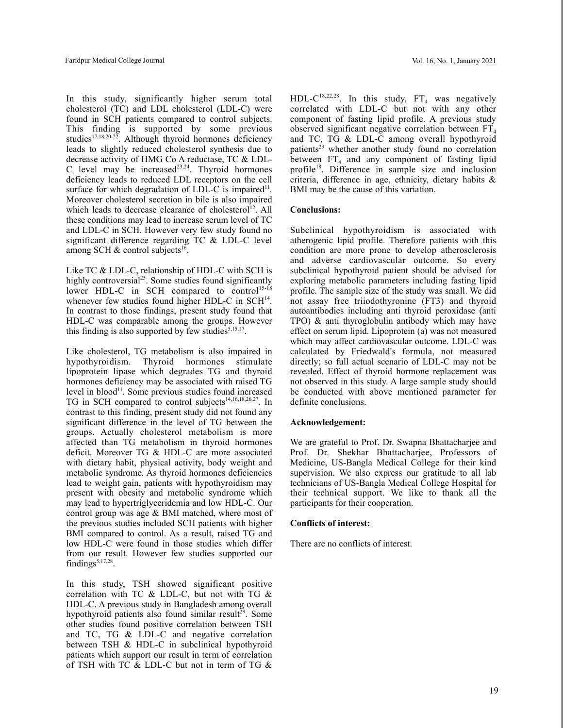In this study, significantly higher serum total cholesterol (TC) and LDL cholesterol (LDL-C) were found in SCH patients compared to control subjects. This finding is supported by some previous studies[17,18,20-22]. Although thyroid hormones deficiency leads to slightly reduced cholesterol synthesis due to decrease activity of HMG Co A reductase, TC & LDL-C level may be increased[23,24]. Thyroid hormones deficiency leads to reduced LDL receptors on the cell surface for which degradation of LDL-C is impaired[11]. Moreover cholesterol secretion in bile is also impaired which leads to decrease clearance of cholesterol[12]. All these conditions may lead to increase serum level of TC and LDL-C in SCH. However very few study found no significant difference regarding TC & LDL-C level among SCH & control subjects[16].

Like TC & LDL-C, relationship of HDL-C with SCH is highly controversial[25]. Some studies found significantly lower HDL-C in SCH compared to control[15-18] whenever few studies found higher HDL-C in SCH[14]. In contrast to those findings, present study found that HDL-C was comparable among the groups. However this finding is also supported by few studies[5,15,17].

Like cholesterol, TG metabolism is also impaired in hypothyroidism. Thyroid hormones stimulate lipoprotein lipase which degrades TG and thyroid hormones deficiency may be associated with raised TG level in blood[11]. Some previous studies found increased TG in SCH compared to control subjects[14,16,18,26,27]. In contrast to this finding, present study did not found any significant difference in the level of TG between the groups. Actually cholesterol metabolism is more affected than TG metabolism in thyroid hormones deficit. Moreover TG & HDL-C are more associated with dietary habit, physical activity, body weight and metabolic syndrome. As thyroid hormones deficiencies lead to weight gain, patients with hypothyroidism may present with obesity and metabolic syndrome which may lead to hypertriglyceridemia and low HDL-C. Our control group was age & BMI matched, where most of the previous studies included SCH patients with higher BMI compared to control. As a result, raised TG and low HDL-C were found in those studies which differ from our result. However few studies supported our findings[5,17,28].

In this study, TSH showed significant positive correlation with TC & LDL-C, but not with TG & HDL-C. A previous study in Bangladesh among overall hypothyroid patients also found similar result[29]. Some other studies found positive correlation between TSH and TC, TG & LDL-C and negative correlation between TSH & HDL-C in subclinical hypothyroid patients which support our result in term of correlation of TSH with TC & LDL-C but not in term of TG & HDL-C[18,22,28]. In this study, $FT_4$ was negatively correlated with LDL-C but not with any other component of fasting lipid profile. A previous study observed significant negative correlation between $FT_4$ and TC, TG & LDL-C among overall hypothyroid patients[29] whether another study found no correlation between $FT_4$ and any component of fasting lipid profile[18]. Difference in sample size and inclusion criteria, difference in age, ethnicity, dietary habits & BMI may be the cause of this variation.

**Conclusions:**

Subclinical hypothyroidism is associated with atherogenic lipid profile. Therefore patients with this condition are more prone to develop atherosclerosis and adverse cardiovascular outcome. So every subclinical hypothyroid patient should be advised for exploring metabolic parameters including fasting lipid profile. The sample size of the study was small. We did not assay free triiodothyronine (FT3) and thyroid autoantibodies including anti thyroid peroxidase (anti TPO) & anti thyroglobulin antibody which may have effect on serum lipid. Lipoprotein (a) was not measured which may affect cardiovascular outcome. LDL-C was calculated by Friedwald's formula, not measured directly; so full actual scenario of LDL-C may not be revealed. Effect of thyroid hormone replacement was not observed in this study. A large sample study should be conducted with above mentioned parameter for definite conclusions.

**Acknowledgement:**

We are grateful to Prof. Dr. Swapna Bhattacharjee and Prof. Dr. Shekhar Bhattacharjee, Professors of Medicine, US-Bangla Medical College for their kind supervision. We also express our gratitude to all lab technicians of US-Bangla Medical College Hospital for their technical support. We like to thank all the participants for their cooperation.

**Conflicts of interest:**

There are no conflicts of interest.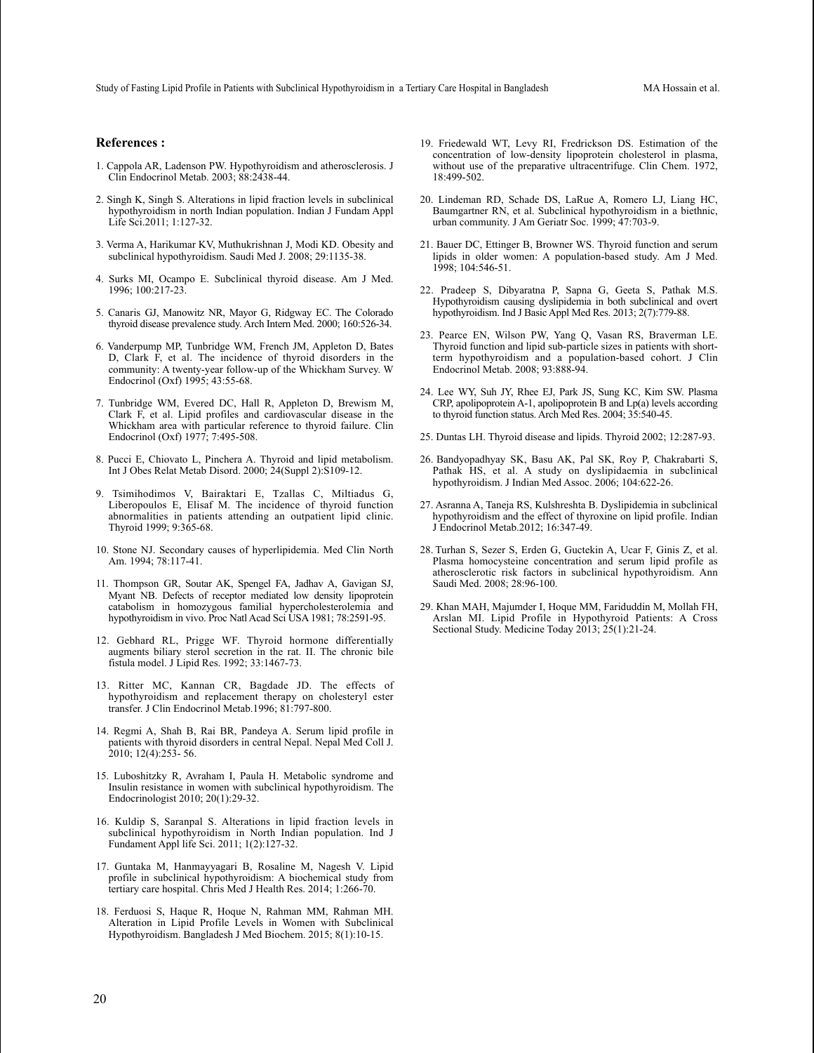## References :

1. Cappola AR, Ladenson PW. Hypothyroidism and atherosclerosis. J Clin Endocrinol Metab. 2003; 88:2438-44.

2. Singh K, Singh S. Alterations in lipid fraction levels in subclinical hypothyroidism in north Indian population. Indian J Fundam Appl Life Sci.2011; 1:127-32.

3. Verma A, Harikumar KV, Muthukrishnan J, Modi KD. Obesity and subclinical hypothyroidism. Saudi Med J. 2008; 29:1135-38.

4. Surks MI, Ocampo E. Subclinical thyroid disease. Am J Med. 1996; 100:217-23.

5. Canaris GJ, Manowitz NR, Mayor G, Ridgway EC. The Colorado thyroid disease prevalence study. Arch Intern Med. 2000; 160:526-34.

6. Vanderpump MP, Tunbridge WM, French JM, Appleton D, Bates D, Clark F, et al. The incidence of thyroid disorders in the community: A twenty-year follow-up of the Whickham Survey. W Endocrinol (Oxf) 1995; 43:55-68.

7. Tunbridge WM, Evered DC, Hall R, Appleton D, Brewism M, Clark F, et al. Lipid profiles and cardiovascular disease in the Whickham area with particular reference to thyroid failure. Clin Endocrinol (Oxf) 1977; 7:495-508.

8. Pucci E, Chiovato L, Pinchera A. Thyroid and lipid metabolism. Int J Obes Relat Metab Disord. 2000; 24(Suppl 2):S109-12.

9. Tsimihodimos V, Bairaktari E, Tzallas C, Miltiadus G, Liberopoulos E, Elisaf M. The incidence of thyroid function abnormalities in patients attending an outpatient lipid clinic. Thyroid 1999; 9:365-68.

10. Stone NJ. Secondary causes of hyperlipidemia. Med Clin North Am. 1994; 78:117-41.

11. Thompson GR, Soutar AK, Spengel FA, Jadhav A, Gavigan SJ, Myant NB. Defects of receptor mediated low density lipoprotein catabolism in homozygous familial hypercholesterolemia and hypothyroidism in vivo. Proc Natl Acad Sci USA 1981; 78:2591-95.

12. Gebhard RL, Prigge WF. Thyroid hormone differentially augments biliary sterol secretion in the rat. II. The chronic bile fistula model. J Lipid Res. 1992; 33:1467-73.

13. Ritter MC, Kannan CR, Bagdade JD. The effects of hypothyroidism and replacement therapy on cholesteryl ester transfer. J Clin Endocrinol Metab.1996; 81:797-800.

14. Regmi A, Shah B, Rai BR, Pandeya A. Serum lipid profile in patients with thyroid disorders in central Nepal. Nepal Med Coll J. 2010; 12(4):253- 56.

15. Luboshitzky R, Avraham I, Paula H. Metabolic syndrome and Insulin resistance in women with subclinical hypothyroidism. The Endocrinologist 2010; 20(1):29-32.

16. Kuldip S, Saranpal S. Alterations in lipid fraction levels in subclinical hypothyroidism in North Indian population. Ind J Fundament Appl life Sci. 2011; 1(2):127-32.

17. Guntaka M, Hanmayyagari B, Rosaline M, Nagesh V. Lipid profile in subclinical hypothyroidism: A biochemical study from tertiary care hospital. Chris Med J Health Res. 2014; 1:266-70.

18. Ferduosi S, Haque R, Hoque N, Rahman MM, Rahman MH. Alteration in Lipid Profile Levels in Women with Subclinical Hypothyroidism. Bangladesh J Med Biochem. 2015; 8(1):10-15.

19. Friedewald WT, Levy RI, Fredrickson DS. Estimation of the concentration of low-density lipoprotein cholesterol in plasma, without use of the preparative ultracentrifuge. Clin Chem. 1972, 18:499-502.

20. Lindeman RD, Schade DS, LaRue A, Romero LJ, Liang HC, Baumgartner RN, et al. Subclinical hypothyroidism in a biethnic, urban community. J Am Geriatr Soc. 1999; 47:703-9.

21. Bauer DC, Ettinger B, Browner WS. Thyroid function and serum lipids in older women: A population-based study. Am J Med. 1998; 104:546-51.

22. Pradeep S, Dibyaratna P, Sapna G, Geeta S, Pathak M.S. Hypothyroidism causing dyslipidemia in both subclinical and overt hypothyroidism. Ind J Basic Appl Med Res. 2013; 2(7):779-88.

23. Pearce EN, Wilson PW, Yang Q, Vasan RS, Braverman LE. Thyroid function and lipid sub-particle sizes in patients with short-term hypothyroidism and a population-based cohort. J Clin Endocrinol Metab. 2008; 93:888-94.

24. Lee WY, Suh JY, Rhee EJ, Park JS, Sung KC, Kim SW. Plasma CRP, apolipoprotein A-1, apolipoprotein B and Lp(a) levels according to thyroid function status. Arch Med Res. 2004; 35:540-45.

25. Duntas LH. Thyroid disease and lipids. Thyroid 2002; 12:287-93.

26. Bandyopadhyay SK, Basu AK, Pal SK, Roy P, Chakrabarti S, Pathak HS, et al. A study on dyslipidaemia in subclinical hypothyroidism. J Indian Med Assoc. 2006; 104:622-26.

27. Asranna A, Taneja RS, Kulshreshta B. Dyslipidemia in subclinical hypothyroidism and the effect of thyroxine on lipid profile. Indian J Endocrinol Metab.2012; 16:347-49.

28. Turhan S, Sezer S, Erden G, Guctekin A, Ucar F, Ginis Z, et al. Plasma homocysteine concentration and serum lipid profile as atherosclerotic risk factors in subclinical hypothyroidism. Ann Saudi Med. 2008; 28:96-100.

29. Khan MAH, Majumder I, Hoque MM, Fariduddin M, Mollah FH, Arslan MI. Lipid Profile in Hypothyroid Patients: A Cross Sectional Study. Medicine Today 2013; 25(1):21-24.